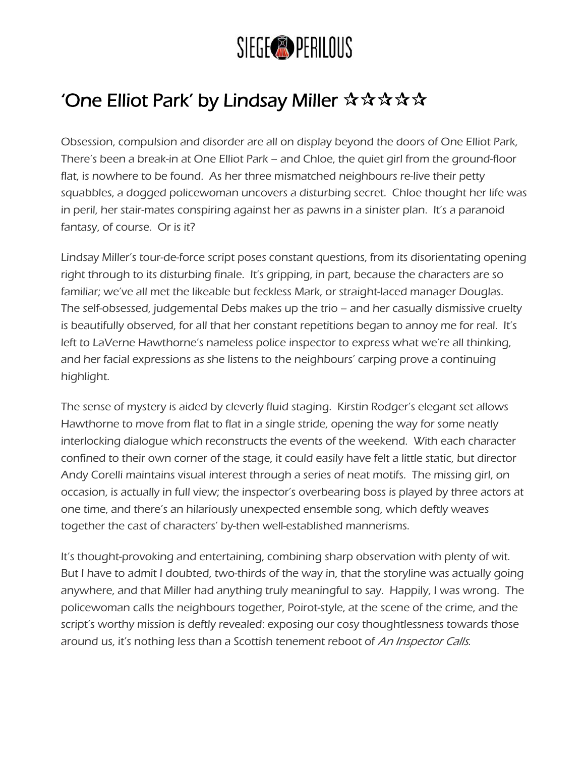# 'One Elliot Park' by Lindsay Miller ☆☆☆☆☆

Obsession, compulsion and disorder are all on display beyond the doors of One Elliot Park, There's been a break-in at One Elliot Park – and Chloe, the quiet girl from the ground-floor flat, is nowhere to be found. As her three mismatched neighbours re-live their petty squabbles, a dogged policewoman uncovers a disturbing secret. Chloe thought her life was in peril, her stair-mates conspiring against her as pawns in a sinister plan. It's a paranoid fantasy, of course. Or is it?

Lindsay Miller's tour-de-force script poses constant questions, from its disorientating opening right through to its disturbing finale. It's gripping, in part, because the characters are so familiar; we've all met the likeable but feckless Mark, or straight-laced manager Douglas. The self-obsessed, judgemental Debs makes up the trio – and her casually dismissive cruelty is beautifully observed, for all that her constant repetitions began to annoy me for real. It's left to LaVerne Hawthorne's nameless police inspector to express what we're all thinking, and her facial expressions as she listens to the neighbours' carping prove a continuing highlight.

The sense of mystery is aided by cleverly fluid staging. Kirstin Rodger's elegant set allows Hawthorne to move from flat to flat in a single stride, opening the way for some neatly interlocking dialogue which reconstructs the events of the weekend. With each character confined to their own corner of the stage, it could easily have felt a little static, but director Andy Corelli maintains visual interest through a series of neat motifs. The missing girl, on occasion, is actually in full view; the inspector's overbearing boss is played by three actors at one time, and there's an hilariously unexpected ensemble song, which deftly weaves together the cast of characters' by-then well-established mannerisms.

It's thought-provoking and entertaining, combining sharp observation with plenty of wit. But I have to admit I doubted, two-thirds of the way in, that the storyline was actually going anywhere, and that Miller had anything truly meaningful to say. Happily, I was wrong. The policewoman calls the neighbours together, Poirot-style, at the scene of the crime, and the script's worthy mission is deftly revealed: exposing our cosy thoughtlessness towards those around us, it's nothing less than a Scottish tenement reboot of *An Inspector Calls*.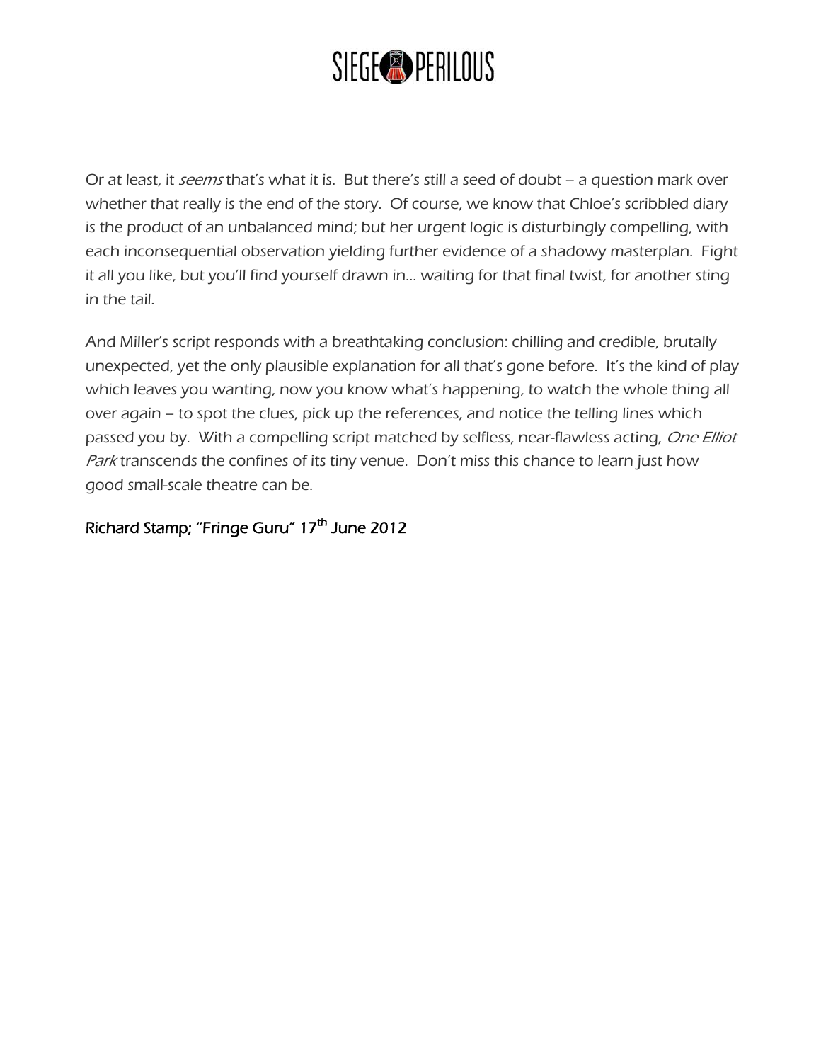Or at least, it *seems* that's what it is. But there's still a seed of doubt – a question mark over whether that really is the end of the story. Of course, we know that Chloe's scribbled diary is the product of an unbalanced mind; but her urgent logic is disturbingly compelling, with each inconsequential observation yielding further evidence of a shadowy masterplan. Fight it all you like, but you'll find yourself drawn in… waiting for that final twist, for another sting in the tail.

And Miller's script responds with a breathtaking conclusion: chilling and credible, brutally unexpected, yet the only plausible explanation for all that's gone before. It's the kind of play which leaves you wanting, now you know what's happening, to watch the whole thing all over again – to spot the clues, pick up the references, and notice the telling lines which passed you by. With a compelling script matched by selfless, near-flawless acting, *One Elliot Park* transcends the confines of its tiny venue. Don't miss this chance to learn just how good small-scale theatre can be.

Richard Stamp; "Fringe Guru" 17th June 2012